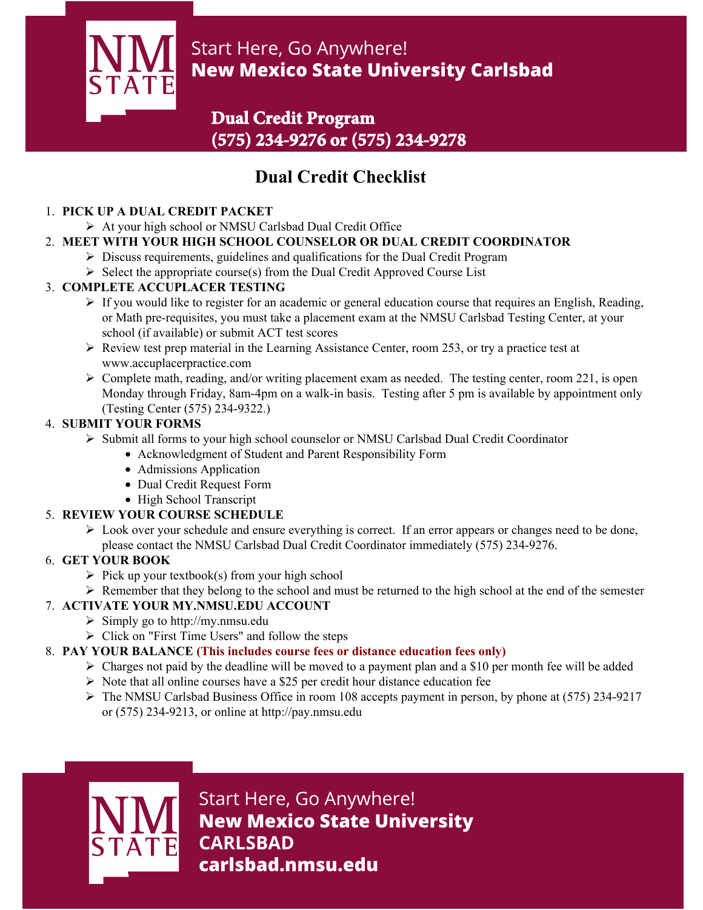Start Here, Go Anywhere!
**New Mexico State University Carlsbad**

**Dual Credit Program**
**(575) 234-9276 or (575) 234-9278**

# Dual Credit Checklist

1. **PICK UP A DUAL CREDIT PACKET**
   - At your high school or NMSU Carlsbad Dual Credit Office
2. **MEET WITH YOUR HIGH SCHOOL COUNSELOR OR DUAL CREDIT COORDINATOR**
   - Discuss requirements, guidelines and qualifications for the Dual Credit Program
   - Select the appropriate course(s) from the Dual Credit Approved Course List
3. **COMPLETE ACCUPLACER TESTING**
   - If you would like to register for an academic or general education course that requires an English, Reading, or Math pre-requisites, you must take a placement exam at the NMSU Carlsbad Testing Center, at your school (if available) or submit ACT test scores
   - Review test prep material in the Learning Assistance Center, room 253, or try a practice test at www.accuplacerpractice.com
   - Complete math, reading, and/or writing placement exam as needed. The testing center, room 221, is open Monday through Friday, 8am-4pm on a walk-in basis. Testing after 5 pm is available by appointment only (Testing Center (575) 234-9322.)
4. **SUBMIT YOUR FORMS**
   - Submit all forms to your high school counselor or NMSU Carlsbad Dual Credit Coordinator
     - Acknowledgment of Student and Parent Responsibility Form
     - Admissions Application
     - Dual Credit Request Form
     - High School Transcript
5. **REVIEW YOUR COURSE SCHEDULE**
   - Look over your schedule and ensure everything is correct. If an error appears or changes need to be done, please contact the NMSU Carlsbad Dual Credit Coordinator immediately (575) 234-9276.
6. **GET YOUR BOOK**
   - Pick up your textbook(s) from your high school
   - Remember that they belong to the school and must be returned to the high school at the end of the semester
7. **ACTIVATE YOUR MY.NMSU.EDU ACCOUNT**
   - Simply go to http://my.nmsu.edu
   - Click on "First Time Users" and follow the steps
8. **PAY YOUR BALANCE (This includes course fees or distance education fees only)**
   - Charges not paid by the deadline will be moved to a payment plan and a $10 per month fee will be added
   - Note that all online courses have a $25 per credit hour distance education fee
   - The NMSU Carlsbad Business Office in room 108 accepts payment in person, by phone at (575) 234-9217 or (575) 234-9213, or online at http://pay.nmsu.edu

Start Here, Go Anywhere!
**New Mexico State University**
**CARLSBAD**
**carlsbad.nmsu.edu**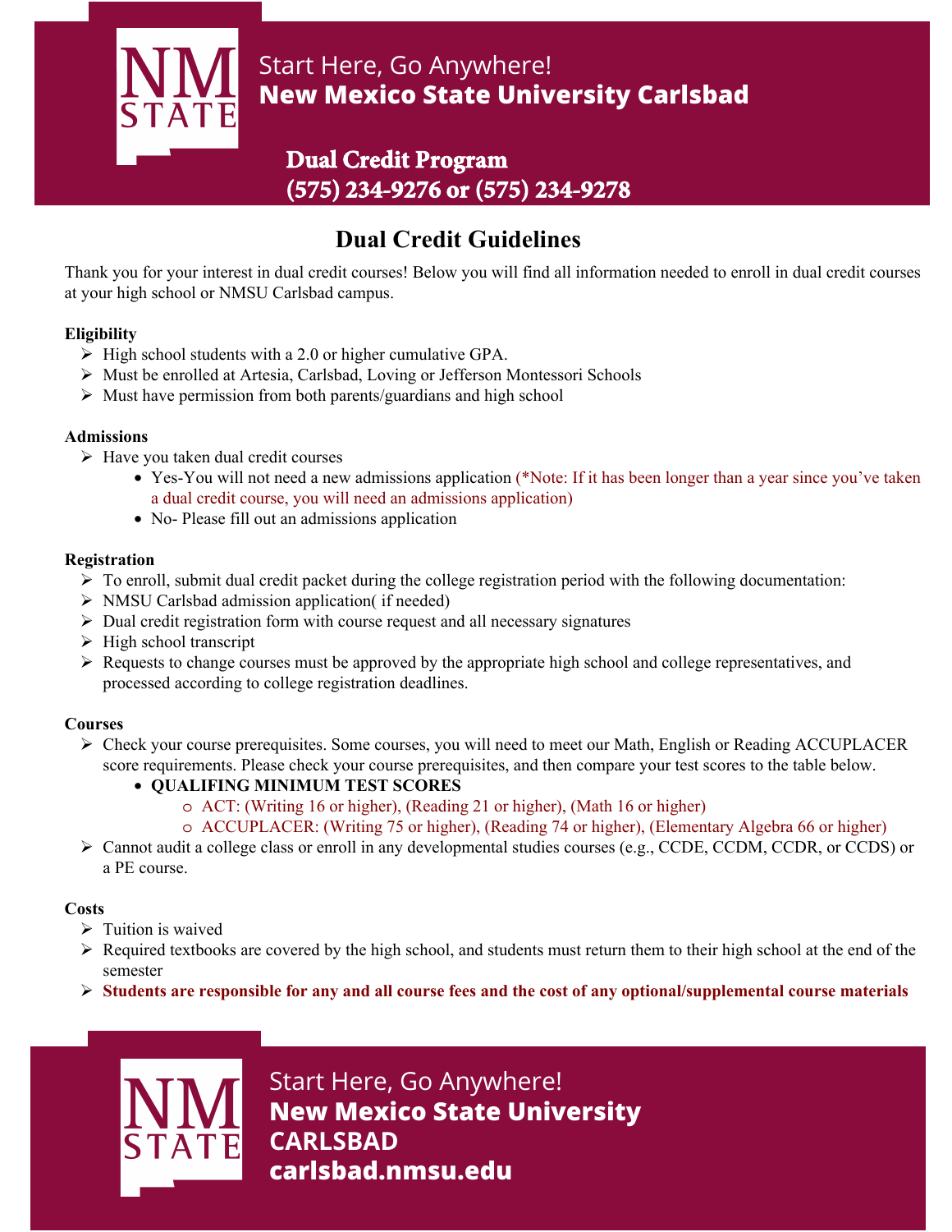Start Here, Go Anywhere!
**New Mexico State University Carlsbad**

**Dual Credit Program**
**(575) 234-9276 or (575) 234-9278**

# Dual Credit Guidelines

Thank you for your interest in dual credit courses! Below you will find all information needed to enroll in dual credit courses at your high school or NMSU Carlsbad campus.

**Eligibility**

- High school students with a 2.0 or higher cumulative GPA.
- Must be enrolled at Artesia, Carlsbad, Loving or Jefferson Montessori Schools
- Must have permission from both parents/guardians and high school

**Admissions**

- Have you taken dual credit courses
  - Yes-You will not need a new admissions application (*Note: If it has been longer than a year since you've taken a dual credit course, you will need an admissions application)
  - No- Please fill out an admissions application

**Registration**

- To enroll, submit dual credit packet during the college registration period with the following documentation:
- NMSU Carlsbad admission application( if needed)
- Dual credit registration form with course request and all necessary signatures
- High school transcript
- Requests to change courses must be approved by the appropriate high school and college representatives, and processed according to college registration deadlines.

**Courses**

- Check your course prerequisites. Some courses, you will need to meet our Math, English or Reading ACCUPLACER score requirements. Please check your course prerequisites, and then compare your test scores to the table below.
  - **QUALIFING MINIMUM TEST SCORES**
    - ACT: (Writing 16 or higher), (Reading 21 or higher), (Math 16 or higher)
    - ACCUPLACER: (Writing 75 or higher), (Reading 74 or higher), (Elementary Algebra 66 or higher)
- Cannot audit a college class or enroll in any developmental studies courses (e.g., CCDE, CCDM, CCDR, or CCDS) or a PE course.

**Costs**

- Tuition is waived
- Required textbooks are covered by the high school, and students must return them to their high school at the end of the semester
- **Students are responsible for any and all course fees and the cost of any optional/supplemental course materials**

Start Here, Go Anywhere!
**New Mexico State University**
**CARLSBAD**
**carlsbad.nmsu.edu**